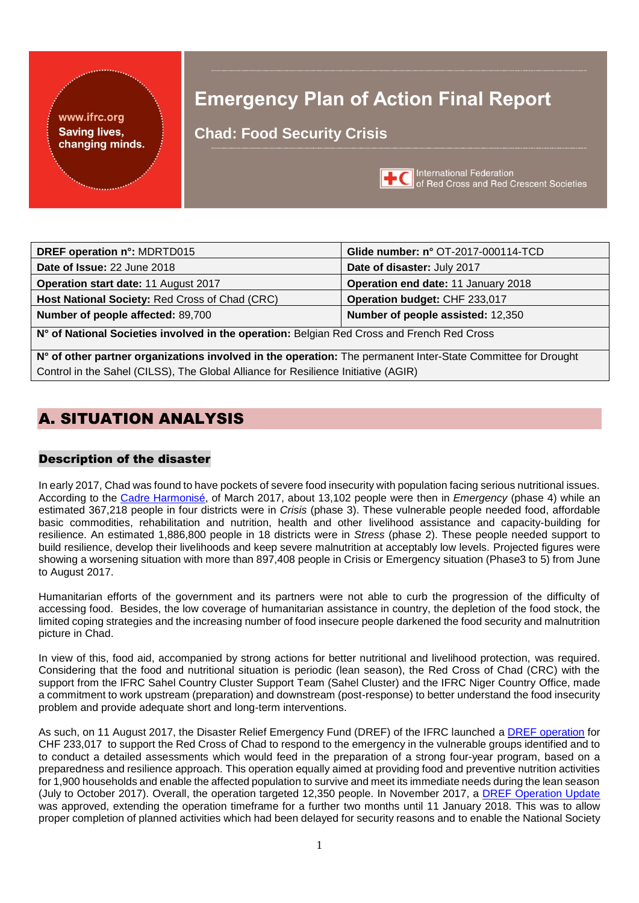# Emergency Plan of Action Final Report

## Chad: Food Security Crisis

www.ifrc.org
Saving lives, changing minds.

International Federation of Red Cross and Red Crescent Societies

| | |
|---|---|
| **DREF operation n°:** MDRTD015 | **Glide number: n°** OT-2017-000114-TCD |
| **Date of Issue:** 22 June 2018 | **Date of disaster:** July 2017 |
| **Operation start date:** 11 August 2017 | **Operation end date:** 11 January 2018 |
| **Host National Society:** Red Cross of Chad (CRC) | **Operation budget:** CHF 233,017 |
| **Number of people affected:** 89,700 | **Number of people assisted:** 12,350 |
| **N° of National Societies involved in the operation:** Belgian Red Cross and French Red Cross | |
| **N° of other partner organizations involved in the operation:** The permanent Inter-State Committee for Drought Control in the Sahel (CILSS), The Global Alliance for Resilience Initiative (AGIR) | |

# A. SITUATION ANALYSIS

## Description of the disaster

In early 2017, Chad was found to have pockets of severe food insecurity with population facing serious nutritional issues. According to the Cadre Harmonisé, of March 2017, about 13,102 people were then in *Emergency* (phase 4) while an estimated 367,218 people in four districts were in *Crisis* (phase 3). These vulnerable people needed food, affordable basic commodities, rehabilitation and nutrition, health and other livelihood assistance and capacity-building for resilience. An estimated 1,886,800 people in 18 districts were in *Stress* (phase 2). These people needed support to build resilience, develop their livelihoods and keep severe malnutrition at acceptably low levels. Projected figures were showing a worsening situation with more than 897,408 people in Crisis or Emergency situation (Phase3 to 5) from June to August 2017.

Humanitarian efforts of the government and its partners were not able to curb the progression of the difficulty of accessing food. Besides, the low coverage of humanitarian assistance in country, the depletion of the food stock, the limited coping strategies and the increasing number of food insecure people darkened the food security and malnutrition picture in Chad.

In view of this, food aid, accompanied by strong actions for better nutritional and livelihood protection, was required. Considering that the food and nutritional situation is periodic (lean season), the Red Cross of Chad (CRC) with the support from the IFRC Sahel Country Cluster Support Team (Sahel Cluster) and the IFRC Niger Country Office, made a commitment to work upstream (preparation) and downstream (post-response) to better understand the food insecurity problem and provide adequate short and long-term interventions.

As such, on 11 August 2017, the Disaster Relief Emergency Fund (DREF) of the IFRC launched a DREF operation for CHF 233,017 to support the Red Cross of Chad to respond to the emergency in the vulnerable groups identified and to to conduct a detailed assessments which would feed in the preparation of a strong four-year program, based on a preparedness and resilience approach. This operation equally aimed at providing food and preventive nutrition activities for 1,900 households and enable the affected population to survive and meet its immediate needs during the lean season (July to October 2017). Overall, the operation targeted 12,350 people. In November 2017, a DREF Operation Update was approved, extending the operation timeframe for a further two months until 11 January 2018. This was to allow proper completion of planned activities which had been delayed for security reasons and to enable the National Society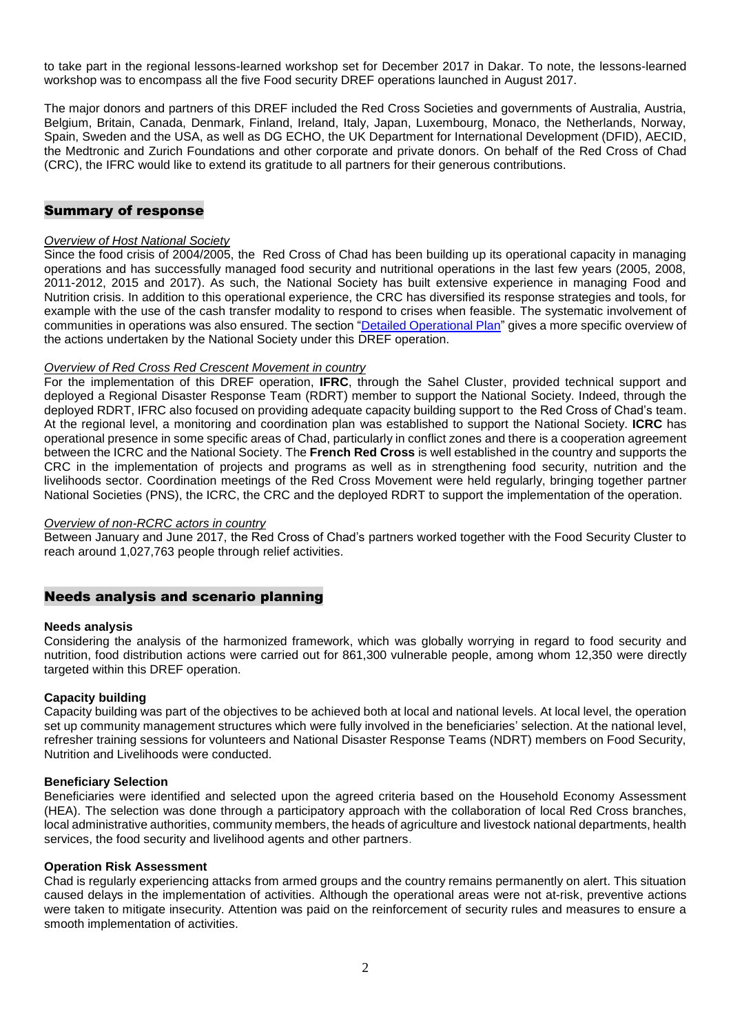to take part in the regional lessons-learned workshop set for December 2017 in Dakar. To note, the lessons-learned workshop was to encompass all the five Food security DREF operations launched in August 2017.

The major donors and partners of this DREF included the Red Cross Societies and governments of Australia, Austria, Belgium, Britain, Canada, Denmark, Finland, Ireland, Italy, Japan, Luxembourg, Monaco, the Netherlands, Norway, Spain, Sweden and the USA, as well as DG ECHO, the UK Department for International Development (DFID), AECID, the Medtronic and Zurich Foundations and other corporate and private donors. On behalf of the Red Cross of Chad (CRC), the IFRC would like to extend its gratitude to all partners for their generous contributions.

## Summary of response

*Overview of Host National Society*

Since the food crisis of 2004/2005, the Red Cross of Chad has been building up its operational capacity in managing operations and has successfully managed food security and nutritional operations in the last few years (2005, 2008, 2011-2012, 2015 and 2017). As such, the National Society has built extensive experience in managing Food and Nutrition crisis. In addition to this operational experience, the CRC has diversified its response strategies and tools, for example with the use of the cash transfer modality to respond to crises when feasible. The systematic involvement of communities in operations was also ensured. The section "Detailed Operational Plan" gives a more specific overview of the actions undertaken by the National Society under this DREF operation.

*Overview of Red Cross Red Crescent Movement in country*

For the implementation of this DREF operation, **IFRC**, through the Sahel Cluster, provided technical support and deployed a Regional Disaster Response Team (RDRT) member to support the National Society. Indeed, through the deployed RDRT, IFRC also focused on providing adequate capacity building support to the Red Cross of Chad's team. At the regional level, a monitoring and coordination plan was established to support the National Society. **ICRC** has operational presence in some specific areas of Chad, particularly in conflict zones and there is a cooperation agreement between the ICRC and the National Society. The **French Red Cross** is well established in the country and supports the CRC in the implementation of projects and programs as well as in strengthening food security, nutrition and the livelihoods sector. Coordination meetings of the Red Cross Movement were held regularly, bringing together partner National Societies (PNS), the ICRC, the CRC and the deployed RDRT to support the implementation of the operation.

*Overview of non-RCRC actors in country*

Between January and June 2017, the Red Cross of Chad's partners worked together with the Food Security Cluster to reach around 1,027,763 people through relief activities.

## Needs analysis and scenario planning

**Needs analysis**

Considering the analysis of the harmonized framework, which was globally worrying in regard to food security and nutrition, food distribution actions were carried out for 861,300 vulnerable people, among whom 12,350 were directly targeted within this DREF operation.

**Capacity building**

Capacity building was part of the objectives to be achieved both at local and national levels. At local level, the operation set up community management structures which were fully involved in the beneficiaries' selection. At the national level, refresher training sessions for volunteers and National Disaster Response Teams (NDRT) members on Food Security, Nutrition and Livelihoods were conducted.

**Beneficiary Selection**

Beneficiaries were identified and selected upon the agreed criteria based on the Household Economy Assessment (HEA). The selection was done through a participatory approach with the collaboration of local Red Cross branches, local administrative authorities, community members, the heads of agriculture and livestock national departments, health services, the food security and livelihood agents and other partners.

**Operation Risk Assessment**

Chad is regularly experiencing attacks from armed groups and the country remains permanently on alert. This situation caused delays in the implementation of activities. Although the operational areas were not at-risk, preventive actions were taken to mitigate insecurity. Attention was paid on the reinforcement of security rules and measures to ensure a smooth implementation of activities.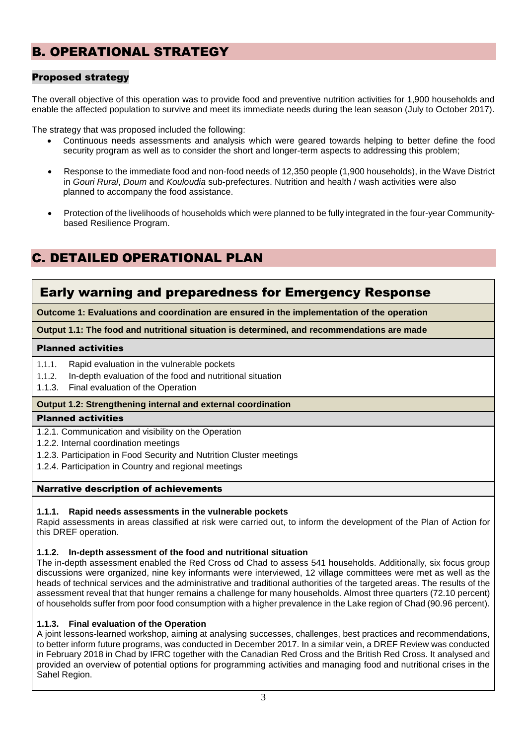# B. OPERATIONAL STRATEGY

## Proposed strategy

The overall objective of this operation was to provide food and preventive nutrition activities for 1,900 households and enable the affected population to survive and meet its immediate needs during the lean season (July to October 2017).

The strategy that was proposed included the following:

- Continuous needs assessments and analysis which were geared towards helping to better define the food security program as well as to consider the short and longer-term aspects to addressing this problem;
- Response to the immediate food and non-food needs of 12,350 people (1,900 households), in the Wave District in *Gouri Rural*, *Doum* and *Kouloudia* sub-prefectures. Nutrition and health / wash activities were also planned to accompany the food assistance.
- Protection of the livelihoods of households which were planned to be fully integrated in the four-year Community-based Resilience Program.

# C. DETAILED OPERATIONAL PLAN

## Early warning and preparedness for Emergency Response

**Outcome 1: Evaluations and coordination are ensured in the implementation of the operation**

**Output 1.1: The food and nutritional situation is determined, and recommendations are made**

### Planned activities

1.1.1. Rapid evaluation in the vulnerable pockets
1.1.2. In-depth evaluation of the food and nutritional situation
1.1.3. Final evaluation of the Operation

**Output 1.2: Strengthening internal and external coordination**

### Planned activities

1.2.1. Communication and visibility on the Operation
1.2.2. Internal coordination meetings
1.2.3. Participation in Food Security and Nutrition Cluster meetings
1.2.4. Participation in Country and regional meetings

### Narrative description of achievements

**1.1.1. Rapid needs assessments in the vulnerable pockets**
Rapid assessments in areas classified at risk were carried out, to inform the development of the Plan of Action for this DREF operation.

**1.1.2. In-depth assessment of the food and nutritional situation**
The in-depth assessment enabled the Red Cross od Chad to assess 541 households. Additionally, six focus group discussions were organized, nine key informants were interviewed, 12 village committees were met as well as the heads of technical services and the administrative and traditional authorities of the targeted areas. The results of the assessment reveal that that hunger remains a challenge for many households. Almost three quarters (72.10 percent) of households suffer from poor food consumption with a higher prevalence in the Lake region of Chad (90.96 percent).

**1.1.3. Final evaluation of the Operation**
A joint lessons-learned workshop, aiming at analysing successes, challenges, best practices and recommendations, to better inform future programs, was conducted in December 2017. In a similar vein, a DREF Review was conducted in February 2018 in Chad by IFRC together with the Canadian Red Cross and the British Red Cross. It analysed and provided an overview of potential options for programming activities and managing food and nutritional crises in the Sahel Region.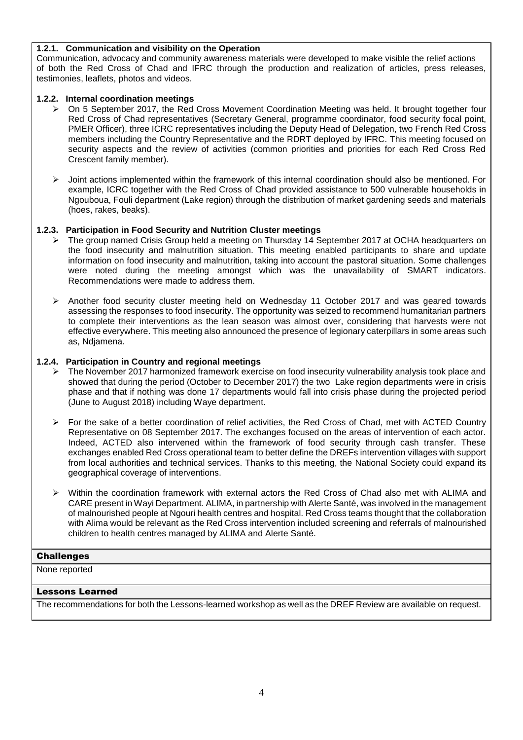#### 1.2.1. Communication and visibility on the Operation

Communication, advocacy and community awareness materials were developed to make visible the relief actions of both the Red Cross of Chad and IFRC through the production and realization of articles, press releases, testimonies, leaflets, photos and videos.

#### 1.2.2. Internal coordination meetings

- On 5 September 2017, the Red Cross Movement Coordination Meeting was held. It brought together four Red Cross of Chad representatives (Secretary General, programme coordinator, food security focal point, PMER Officer), three ICRC representatives including the Deputy Head of Delegation, two French Red Cross members including the Country Representative and the RDRT deployed by IFRC. This meeting focused on security aspects and the review of activities (common priorities and priorities for each Red Cross Red Crescent family member).
- Joint actions implemented within the framework of this internal coordination should also be mentioned. For example, ICRC together with the Red Cross of Chad provided assistance to 500 vulnerable households in Ngouboua, Fouli department (Lake region) through the distribution of market gardening seeds and materials (hoes, rakes, beaks).

#### 1.2.3. Participation in Food Security and Nutrition Cluster meetings

- The group named Crisis Group held a meeting on Thursday 14 September 2017 at OCHA headquarters on the food insecurity and malnutrition situation. This meeting enabled participants to share and update information on food insecurity and malnutrition, taking into account the pastoral situation. Some challenges were noted during the meeting amongst which was the unavailability of SMART indicators. Recommendations were made to address them.
- Another food security cluster meeting held on Wednesday 11 October 2017 and was geared towards assessing the responses to food insecurity. The opportunity was seized to recommend humanitarian partners to complete their interventions as the lean season was almost over, considering that harvests were not effective everywhere. This meeting also announced the presence of legionary caterpillars in some areas such as, Ndjamena.

#### 1.2.4. Participation in Country and regional meetings

- The November 2017 harmonized framework exercise on food insecurity vulnerability analysis took place and showed that during the period (October to December 2017) the two Lake region departments were in crisis phase and that if nothing was done 17 departments would fall into crisis phase during the projected period (June to August 2018) including Waye department.
- For the sake of a better coordination of relief activities, the Red Cross of Chad, met with ACTED Country Representative on 08 September 2017. The exchanges focused on the areas of intervention of each actor. Indeed, ACTED also intervened within the framework of food security through cash transfer. These exchanges enabled Red Cross operational team to better define the DREFs intervention villages with support from local authorities and technical services. Thanks to this meeting, the National Society could expand its geographical coverage of interventions.
- Within the coordination framework with external actors the Red Cross of Chad also met with ALIMA and CARE present in Wayi Department. ALIMA, in partnership with Alerte Santé, was involved in the management of malnourished people at Ngouri health centres and hospital. Red Cross teams thought that the collaboration with Alima would be relevant as the Red Cross intervention included screening and referrals of malnourished children to health centres managed by ALIMA and Alerte Santé.

**Challenges**

None reported

**Lessons Learned**

The recommendations for both the Lessons-learned workshop as well as the DREF Review are available on request.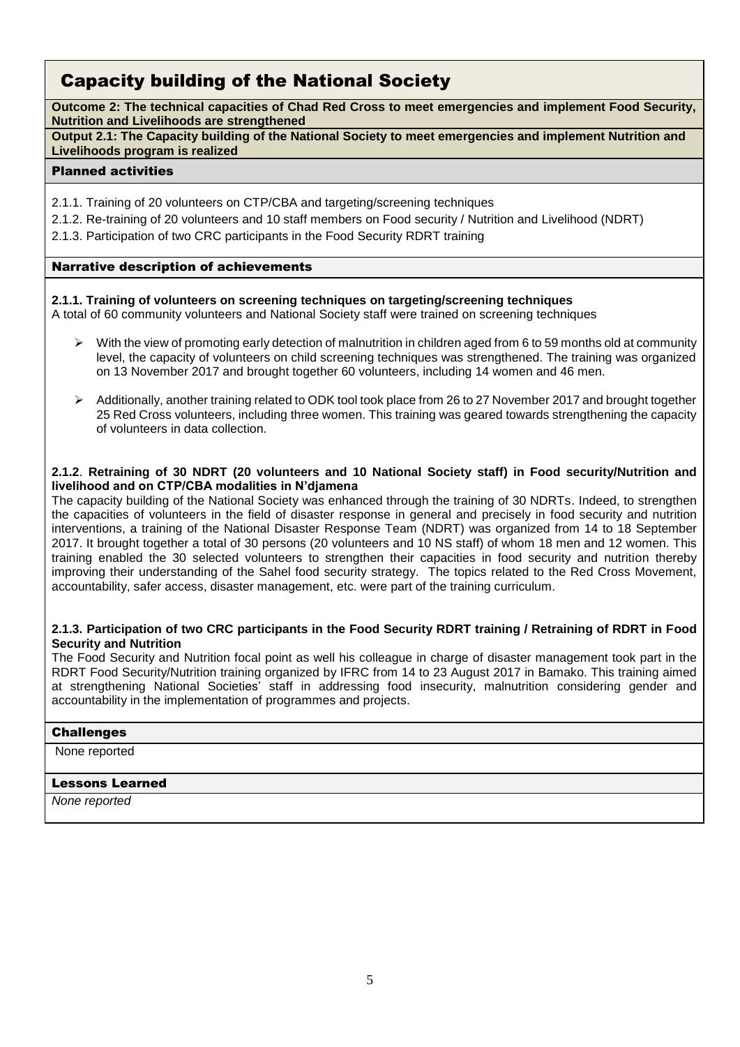# Capacity building of the National Society

**Outcome 2: The technical capacities of Chad Red Cross to meet emergencies and implement Food Security, Nutrition and Livelihoods are strengthened**

**Output 2.1: The Capacity building of the National Society to meet emergencies and implement Nutrition and Livelihoods program is realized**

## Planned activities

2.1.1. Training of 20 volunteers on CTP/CBA and targeting/screening techniques

2.1.2. Re-training of 20 volunteers and 10 staff members on Food security / Nutrition and Livelihood (NDRT)

2.1.3. Participation of two CRC participants in the Food Security RDRT training

## Narrative description of achievements

**2.1.1. Training of volunteers on screening techniques on targeting/screening techniques**

A total of 60 community volunteers and National Society staff were trained on screening techniques

- With the view of promoting early detection of malnutrition in children aged from 6 to 59 months old at community level, the capacity of volunteers on child screening techniques was strengthened. The training was organized on 13 November 2017 and brought together 60 volunteers, including 14 women and 46 men.
- Additionally, another training related to ODK tool took place from 26 to 27 November 2017 and brought together 25 Red Cross volunteers, including three women. This training was geared towards strengthening the capacity of volunteers in data collection.

**2.1.2. Retraining of 30 NDRT (20 volunteers and 10 National Society staff) in Food security/Nutrition and livelihood and on CTP/CBA modalities in N'djamena**

The capacity building of the National Society was enhanced through the training of 30 NDRTs. Indeed, to strengthen the capacities of volunteers in the field of disaster response in general and precisely in food security and nutrition interventions, a training of the National Disaster Response Team (NDRT) was organized from 14 to 18 September 2017. It brought together a total of 30 persons (20 volunteers and 10 NS staff) of whom 18 men and 12 women. This training enabled the 30 selected volunteers to strengthen their capacities in food security and nutrition thereby improving their understanding of the Sahel food security strategy. The topics related to the Red Cross Movement, accountability, safer access, disaster management, etc. were part of the training curriculum.

**2.1.3. Participation of two CRC participants in the Food Security RDRT training / Retraining of RDRT in Food Security and Nutrition**

The Food Security and Nutrition focal point as well his colleague in charge of disaster management took part in the RDRT Food Security/Nutrition training organized by IFRC from 14 to 23 August 2017 in Bamako. This training aimed at strengthening National Societies' staff in addressing food insecurity, malnutrition considering gender and accountability in the implementation of programmes and projects.

## Challenges

None reported

## Lessons Learned

*None reported*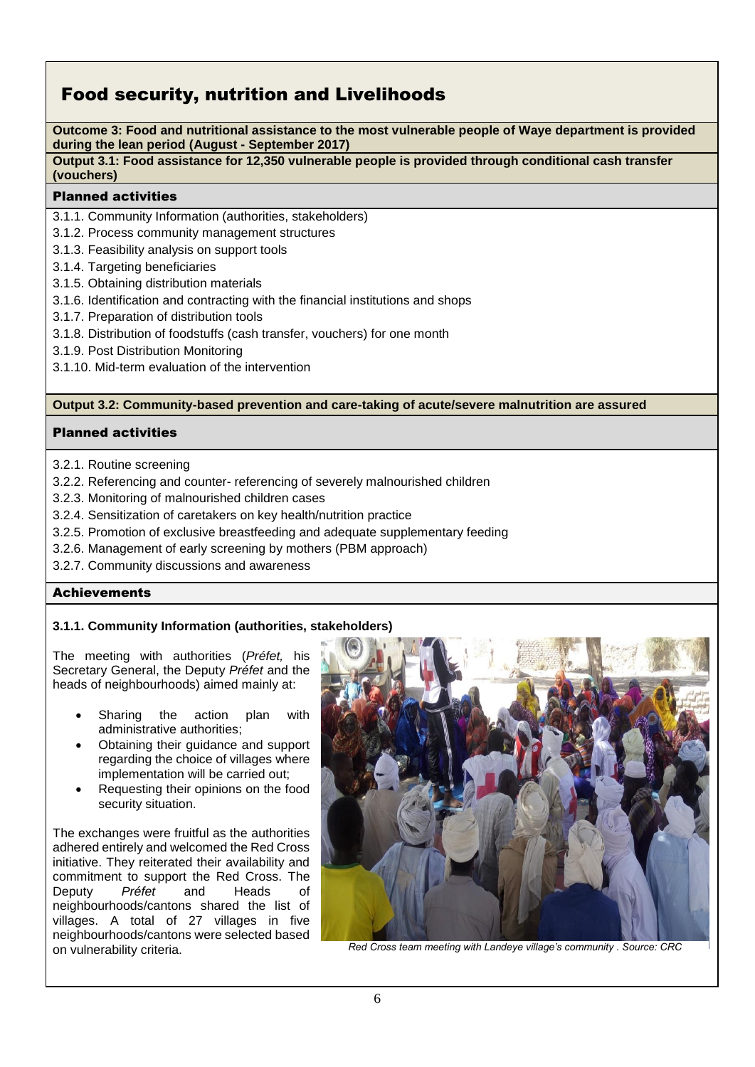# Food security, nutrition and Livelihoods

**Outcome 3: Food and nutritional assistance to the most vulnerable people of Waye department is provided during the lean period (August - September 2017)**

**Output 3.1: Food assistance for 12,350 vulnerable people is provided through conditional cash transfer (vouchers)**

### Planned activities

3.1.1. Community Information (authorities, stakeholders)
3.1.2. Process community management structures
3.1.3. Feasibility analysis on support tools
3.1.4. Targeting beneficiaries
3.1.5. Obtaining distribution materials
3.1.6. Identification and contracting with the financial institutions and shops
3.1.7. Preparation of distribution tools
3.1.8. Distribution of foodstuffs (cash transfer, vouchers) for one month
3.1.9. Post Distribution Monitoring
3.1.10. Mid-term evaluation of the intervention

**Output 3.2: Community-based prevention and care-taking of acute/severe malnutrition are assured**

### Planned activities

3.2.1. Routine screening
3.2.2. Referencing and counter- referencing of severely malnourished children
3.2.3. Monitoring of malnourished children cases
3.2.4. Sensitization of caretakers on key health/nutrition practice
3.2.5. Promotion of exclusive breastfeeding and adequate supplementary feeding
3.2.6. Management of early screening by mothers (PBM approach)
3.2.7. Community discussions and awareness

### Achievements

**3.1.1. Community Information (authorities, stakeholders)**

The meeting with authorities (*Préfet,* his Secretary General, the Deputy *Préfet* and the heads of neighbourhoods) aimed mainly at:

- Sharing the action plan with administrative authorities;
- Obtaining their guidance and support regarding the choice of villages where implementation will be carried out;
- Requesting their opinions on the food security situation.

The exchanges were fruitful as the authorities adhered entirely and welcomed the Red Cross initiative. They reiterated their availability and commitment to support the Red Cross. The Deputy *Préfet* and Heads of neighbourhoods/cantons shared the list of villages. A total of 27 villages in five neighbourhoods/cantons were selected based on vulnerability criteria.

*Red Cross team meeting with Landeye village's community . Source: CRC*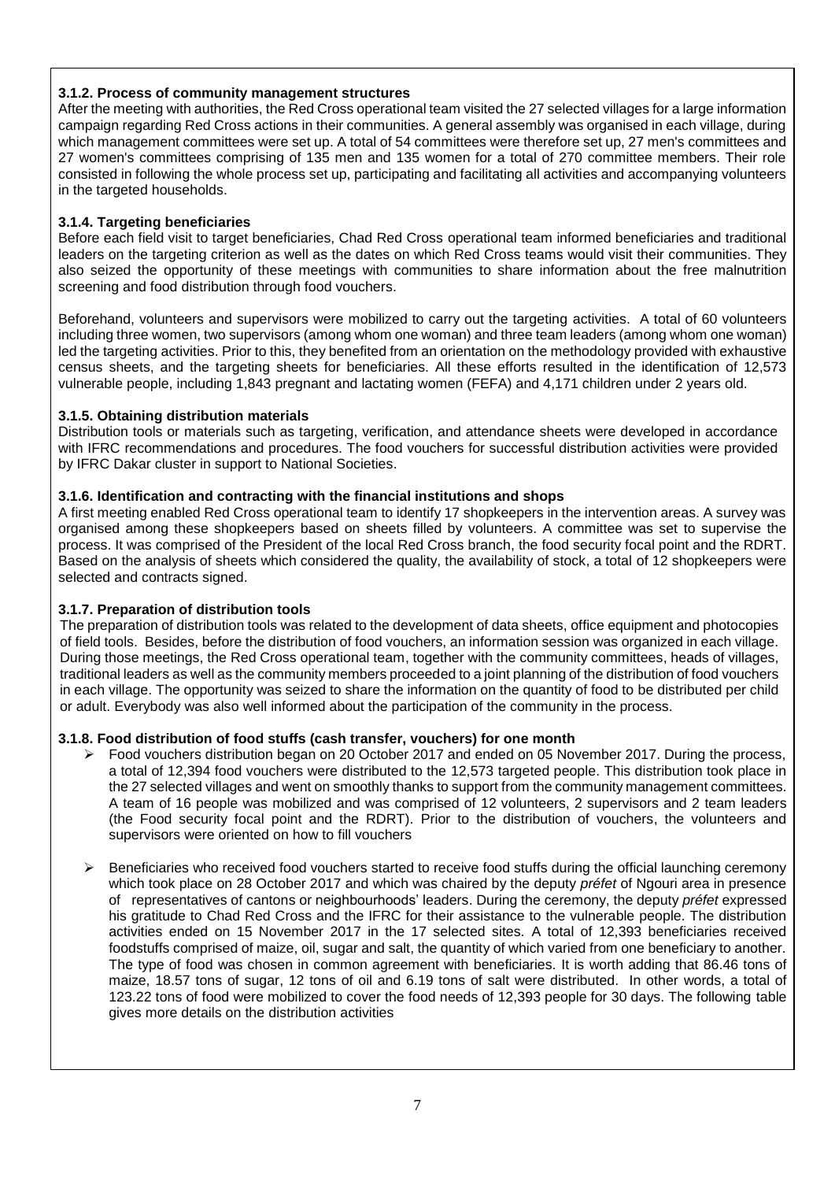### 3.1.2. Process of community management structures

After the meeting with authorities, the Red Cross operational team visited the 27 selected villages for a large information campaign regarding Red Cross actions in their communities. A general assembly was organised in each village, during which management committees were set up. A total of 54 committees were therefore set up, 27 men's committees and 27 women's committees comprising of 135 men and 135 women for a total of 270 committee members. Their role consisted in following the whole process set up, participating and facilitating all activities and accompanying volunteers in the targeted households.

### 3.1.4. Targeting beneficiaries

Before each field visit to target beneficiaries, Chad Red Cross operational team informed beneficiaries and traditional leaders on the targeting criterion as well as the dates on which Red Cross teams would visit their communities. They also seized the opportunity of these meetings with communities to share information about the free malnutrition screening and food distribution through food vouchers.

Beforehand, volunteers and supervisors were mobilized to carry out the targeting activities. A total of 60 volunteers including three women, two supervisors (among whom one woman) and three team leaders (among whom one woman) led the targeting activities. Prior to this, they benefited from an orientation on the methodology provided with exhaustive census sheets, and the targeting sheets for beneficiaries. All these efforts resulted in the identification of 12,573 vulnerable people, including 1,843 pregnant and lactating women (FEFA) and 4,171 children under 2 years old.

### 3.1.5. Obtaining distribution materials

Distribution tools or materials such as targeting, verification, and attendance sheets were developed in accordance with IFRC recommendations and procedures. The food vouchers for successful distribution activities were provided by IFRC Dakar cluster in support to National Societies.

### 3.1.6. Identification and contracting with the financial institutions and shops

A first meeting enabled Red Cross operational team to identify 17 shopkeepers in the intervention areas. A survey was organised among these shopkeepers based on sheets filled by volunteers. A committee was set to supervise the process. It was comprised of the President of the local Red Cross branch, the food security focal point and the RDRT. Based on the analysis of sheets which considered the quality, the availability of stock, a total of 12 shopkeepers were selected and contracts signed.

### 3.1.7. Preparation of distribution tools

The preparation of distribution tools was related to the development of data sheets, office equipment and photocopies of field tools. Besides, before the distribution of food vouchers, an information session was organized in each village. During those meetings, the Red Cross operational team, together with the community committees, heads of villages, traditional leaders as well as the community members proceeded to a joint planning of the distribution of food vouchers in each village. The opportunity was seized to share the information on the quantity of food to be distributed per child or adult. Everybody was also well informed about the participation of the community in the process.

### 3.1.8. Food distribution of food stuffs (cash transfer, vouchers) for one month

- Food vouchers distribution began on 20 October 2017 and ended on 05 November 2017. During the process, a total of 12,394 food vouchers were distributed to the 12,573 targeted people. This distribution took place in the 27 selected villages and went on smoothly thanks to support from the community management committees. A team of 16 people was mobilized and was comprised of 12 volunteers, 2 supervisors and 2 team leaders (the Food security focal point and the RDRT). Prior to the distribution of vouchers, the volunteers and supervisors were oriented on how to fill vouchers

- Beneficiaries who received food vouchers started to receive food stuffs during the official launching ceremony which took place on 28 October 2017 and which was chaired by the deputy *préfet* of Ngouri area in presence of representatives of cantons or neighbourhoods' leaders. During the ceremony, the deputy *préfet* expressed his gratitude to Chad Red Cross and the IFRC for their assistance to the vulnerable people. The distribution activities ended on 15 November 2017 in the 17 selected sites. A total of 12,393 beneficiaries received foodstuffs comprised of maize, oil, sugar and salt, the quantity of which varied from one beneficiary to another. The type of food was chosen in common agreement with beneficiaries. It is worth adding that 86.46 tons of maize, 18.57 tons of sugar, 12 tons of oil and 6.19 tons of salt were distributed. In other words, a total of 123.22 tons of food were mobilized to cover the food needs of 12,393 people for 30 days. The following table gives more details on the distribution activities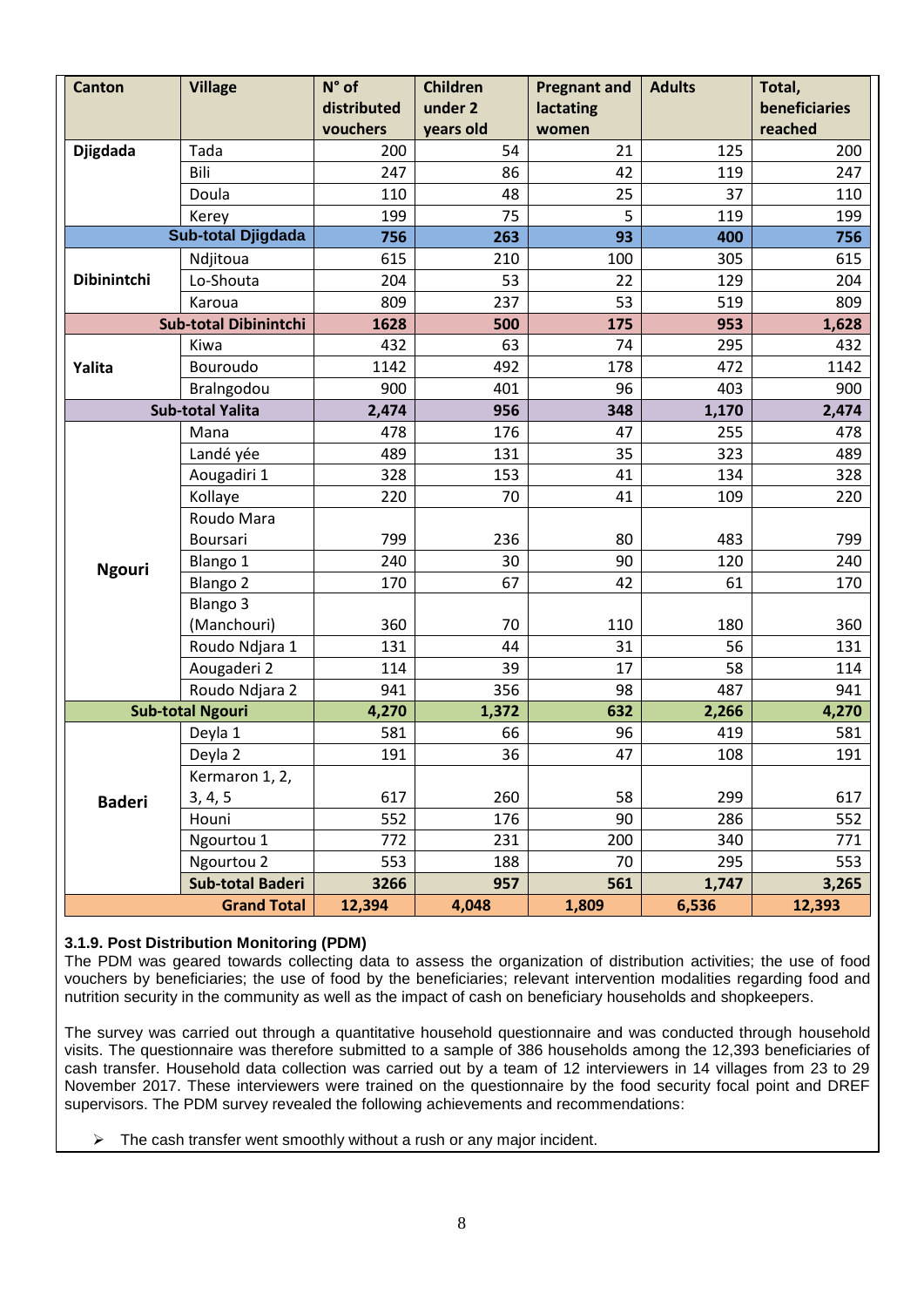| Canton | Village | N° of distributed vouchers | Children under 2 years old | Pregnant and lactating women | Adults | Total, beneficiaries reached |
|---|---|---|---|---|---|---|
| **Djigdada** | Tada | 200 | 54 | 21 | 125 | 200 |
| | Bili | 247 | 86 | 42 | 119 | 247 |
| | Doula | 110 | 48 | 25 | 37 | 110 |
| | Kerey | 199 | 75 | 5 | 119 | 199 |
| **Sub-total Djigdada** | | **756** | **263** | **93** | **400** | **756** |
| **Dibinintchi** | Ndjitoua | 615 | 210 | 100 | 305 | 615 |
| | Lo-Shouta | 204 | 53 | 22 | 129 | 204 |
| | Karoua | 809 | 237 | 53 | 519 | 809 |
| **Sub-total Dibinintchi** | | **1628** | **500** | **175** | **953** | **1,628** |
| **Yalita** | Kiwa | 432 | 63 | 74 | 295 | 432 |
| | Bouroudo | 1142 | 492 | 178 | 472 | 1142 |
| | Bralngodou | 900 | 401 | 96 | 403 | 900 |
| **Sub-total Yalita** | | **2,474** | **956** | **348** | **1,170** | **2,474** |
| **Ngouri** | Mana | 478 | 176 | 47 | 255 | 478 |
| | Landé yée | 489 | 131 | 35 | 323 | 489 |
| | Aougadiri 1 | 328 | 153 | 41 | 134 | 328 |
| | Kollaye | 220 | 70 | 41 | 109 | 220 |
| | Roudo Mara Boursari | 799 | 236 | 80 | 483 | 799 |
| | Blango 1 | 240 | 30 | 90 | 120 | 240 |
| | Blango 2 | 170 | 67 | 42 | 61 | 170 |
| | Blango 3 (Manchouri) | 360 | 70 | 110 | 180 | 360 |
| | Roudo Ndjara 1 | 131 | 44 | 31 | 56 | 131 |
| | Aougaderi 2 | 114 | 39 | 17 | 58 | 114 |
| | Roudo Ndjara 2 | 941 | 356 | 98 | 487 | 941 |
| **Sub-total Ngouri** | | **4,270** | **1,372** | **632** | **2,266** | **4,270** |
| **Baderi** | Deyla 1 | 581 | 66 | 96 | 419 | 581 |
| | Deyla 2 | 191 | 36 | 47 | 108 | 191 |
| | Kermaron 1, 2, 3, 4, 5 | 617 | 260 | 58 | 299 | 617 |
| | Houni | 552 | 176 | 90 | 286 | 552 |
| | Ngourtou 1 | 772 | 231 | 200 | 340 | 771 |
| | Ngourtou 2 | 553 | 188 | 70 | 295 | 553 |
| | **Sub-total Baderi** | **3266** | **957** | **561** | **1,747** | **3,265** |
| **Grand Total** | | **12,394** | **4,048** | **1,809** | **6,536** | **12,393** |

#### 3.1.9. Post Distribution Monitoring (PDM)

The PDM was geared towards collecting data to assess the organization of distribution activities; the use of food vouchers by beneficiaries; the use of food by the beneficiaries; relevant intervention modalities regarding food and nutrition security in the community as well as the impact of cash on beneficiary households and shopkeepers.

The survey was carried out through a quantitative household questionnaire and was conducted through household visits. The questionnaire was therefore submitted to a sample of 386 households among the 12,393 beneficiaries of cash transfer. Household data collection was carried out by a team of 12 interviewers in 14 villages from 23 to 29 November 2017. These interviewers were trained on the questionnaire by the food security focal point and DREF supervisors. The PDM survey revealed the following achievements and recommendations:

- The cash transfer went smoothly without a rush or any major incident.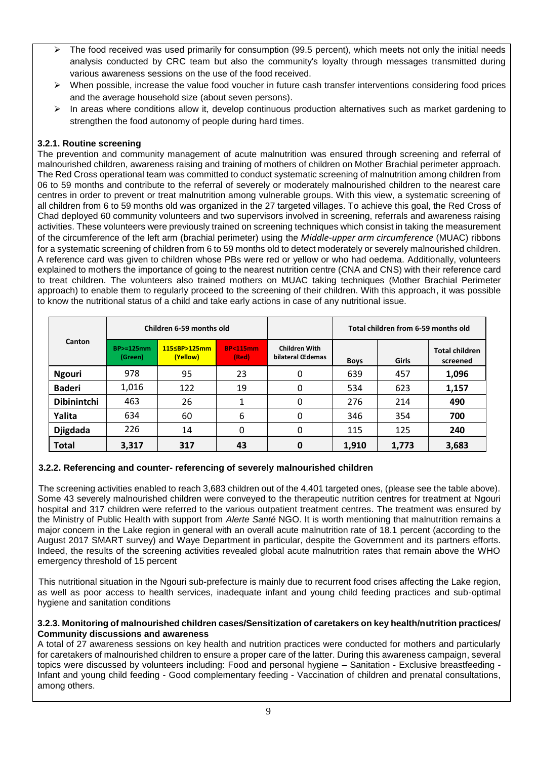- The food received was used primarily for consumption (99.5 percent), which meets not only the initial needs analysis conducted by CRC team but also the community's loyalty through messages transmitted during various awareness sessions on the use of the food received.
- When possible, increase the value food voucher in future cash transfer interventions considering food prices and the average household size (about seven persons).
- In areas where conditions allow it, develop continuous production alternatives such as market gardening to strengthen the food autonomy of people during hard times.

### 3.2.1. Routine screening

The prevention and community management of acute malnutrition was ensured through screening and referral of malnourished children, awareness raising and training of mothers of children on Mother Brachial perimeter approach. The Red Cross operational team was committed to conduct systematic screening of malnutrition among children from 06 to 59 months and contribute to the referral of severely or moderately malnourished children to the nearest care centres in order to prevent or treat malnutrition among vulnerable groups. With this view, a systematic screening of all children from 6 to 59 months old was organized in the 27 targeted villages. To achieve this goal, the Red Cross of Chad deployed 60 community volunteers and two supervisors involved in screening, referrals and awareness raising activities. These volunteers were previously trained on screening techniques which consist in taking the measurement of the circumference of the left arm (brachial perimeter) using the *Middle-upper arm circumference* (MUAC) ribbons for a systematic screening of children from 6 to 59 months old to detect moderately or severely malnourished children. A reference card was given to children whose PBs were red or yellow or who had oedema. Additionally, volunteers explained to mothers the importance of going to the nearest nutrition centre (CNA and CNS) with their reference card to treat children. The volunteers also trained mothers on MUAC taking techniques (Mother Brachial Perimeter approach) to enable them to regularly proceed to the screening of their children. With this approach, it was possible to know the nutritional status of a child and take early actions in case of any nutritional issue.

| Canton | Children 6-59 months old | | | | Total children from 6-59 months old | | |
|---|---|---|---|---|---|---|---|
| | BP>=125mm (Green) | 115≤BP>125mm (Yellow) | BP<115mm (Red) | Children With bilateral Œdemas | Boys | Girls | Total children screened |
| **Ngouri** | 978 | 95 | 23 | 0 | 639 | 457 | **1,096** |
| **Baderi** | 1,016 | 122 | 19 | 0 | 534 | 623 | **1,157** |
| **Dibinintchi** | 463 | 26 | 1 | 0 | 276 | 214 | **490** |
| **Yalita** | 634 | 60 | 6 | 0 | 346 | 354 | **700** |
| **Djigdada** | 226 | 14 | 0 | 0 | 115 | 125 | **240** |
| **Total** | **3,317** | **317** | **43** | **0** | **1,910** | **1,773** | **3,683** |

### 3.2.2. Referencing and counter- referencing of severely malnourished children

The screening activities enabled to reach 3,683 children out of the 4,401 targeted ones, (please see the table above). Some 43 severely malnourished children were conveyed to the therapeutic nutrition centres for treatment at Ngouri hospital and 317 children were referred to the various outpatient treatment centres. The treatment was ensured by the Ministry of Public Health with support from *Alerte Santé* NGO. It is worth mentioning that malnutrition remains a major concern in the Lake region in general with an overall acute malnutrition rate of 18.1 percent (according to the August 2017 SMART survey) and Waye Department in particular, despite the Government and its partners efforts. Indeed, the results of the screening activities revealed global acute malnutrition rates that remain above the WHO emergency threshold of 15 percent

This nutritional situation in the Ngouri sub-prefecture is mainly due to recurrent food crises affecting the Lake region, as well as poor access to health services, inadequate infant and young child feeding practices and sub-optimal hygiene and sanitation conditions

### 3.2.3. Monitoring of malnourished children cases/Sensitization of caretakers on key health/nutrition practices/ Community discussions and awareness

A total of 27 awareness sessions on key health and nutrition practices were conducted for mothers and particularly for caretakers of malnourished children to ensure a proper care of the latter. During this awareness campaign, several topics were discussed by volunteers including: Food and personal hygiene – Sanitation - Exclusive breastfeeding - Infant and young child feeding - Good complementary feeding - Vaccination of children and prenatal consultations, among others.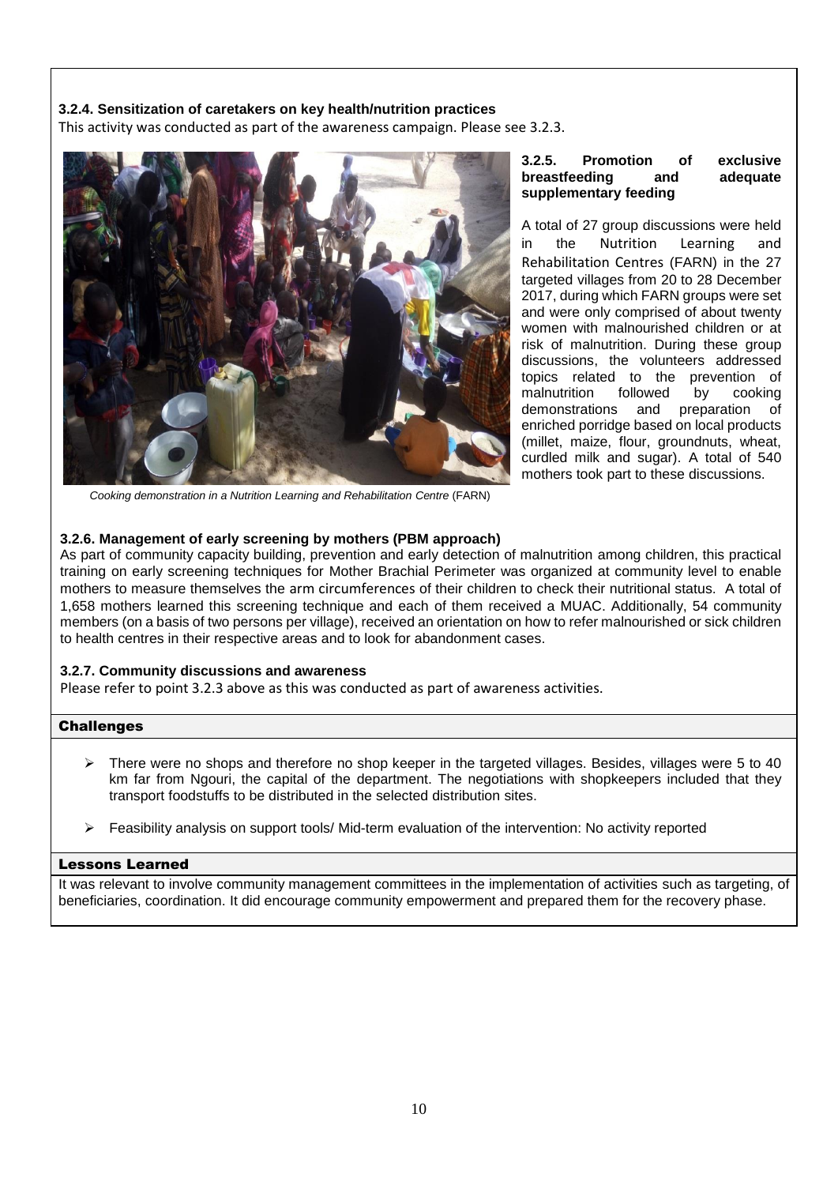#### 3.2.4. Sensitization of caretakers on key health/nutrition practices

This activity was conducted as part of the awareness campaign. Please see 3.2.3.

*Cooking demonstration in a Nutrition Learning and Rehabilitation Centre* (FARN)

#### 3.2.5. Promotion of exclusive breastfeeding and adequate supplementary feeding

A total of 27 group discussions were held in the Nutrition Learning and Rehabilitation Centres (FARN) in the 27 targeted villages from 20 to 28 December 2017, during which FARN groups were set and were only comprised of about twenty women with malnourished children or at risk of malnutrition. During these group discussions, the volunteers addressed topics related to the prevention of malnutrition followed by cooking demonstrations and preparation of enriched porridge based on local products (millet, maize, flour, groundnuts, wheat, curdled milk and sugar). A total of 540 mothers took part to these discussions.

#### 3.2.6. Management of early screening by mothers (PBM approach)

As part of community capacity building, prevention and early detection of malnutrition among children, this practical training on early screening techniques for Mother Brachial Perimeter was organized at community level to enable mothers to measure themselves the arm circumferences of their children to check their nutritional status. A total of 1,658 mothers learned this screening technique and each of them received a MUAC. Additionally, 54 community members (on a basis of two persons per village), received an orientation on how to refer malnourished or sick children to health centres in their respective areas and to look for abandonment cases.

#### 3.2.7. Community discussions and awareness

Please refer to point 3.2.3 above as this was conducted as part of awareness activities.

### Challenges

- There were no shops and therefore no shop keeper in the targeted villages. Besides, villages were 5 to 40 km far from Ngouri, the capital of the department. The negotiations with shopkeepers included that they transport foodstuffs to be distributed in the selected distribution sites.
- Feasibility analysis on support tools/ Mid-term evaluation of the intervention: No activity reported

### Lessons Learned

It was relevant to involve community management committees in the implementation of activities such as targeting, of beneficiaries, coordination. It did encourage community empowerment and prepared them for the recovery phase.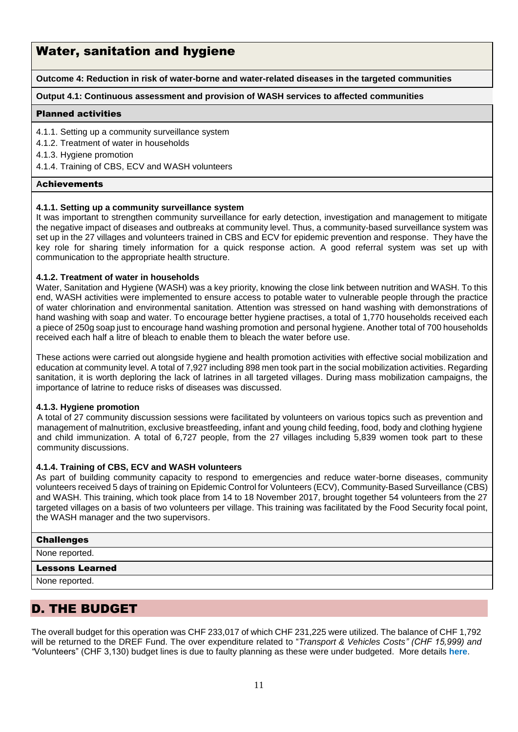## Water, sanitation and hygiene

**Outcome 4: Reduction in risk of water-borne and water-related diseases in the targeted communities**

**Output 4.1: Continuous assessment and provision of WASH services to affected communities**

### Planned activities

4.1.1. Setting up a community surveillance system
4.1.2. Treatment of water in households
4.1.3. Hygiene promotion
4.1.4. Training of CBS, ECV and WASH volunteers

### Achievements

**4.1.1. Setting up a community surveillance system**

It was important to strengthen community surveillance for early detection, investigation and management to mitigate the negative impact of diseases and outbreaks at community level. Thus, a community-based surveillance system was set up in the 27 villages and volunteers trained in CBS and ECV for epidemic prevention and response. They have the key role for sharing timely information for a quick response action. A good referral system was set up with communication to the appropriate health structure.

**4.1.2. Treatment of water in households**

Water, Sanitation and Hygiene (WASH) was a key priority, knowing the close link between nutrition and WASH. To this end, WASH activities were implemented to ensure access to potable water to vulnerable people through the practice of water chlorination and environmental sanitation. Attention was stressed on hand washing with demonstrations of hand washing with soap and water. To encourage better hygiene practises, a total of 1,770 households received each a piece of 250g soap just to encourage hand washing promotion and personal hygiene. Another total of 700 households received each half a litre of bleach to enable them to bleach the water before use.

These actions were carried out alongside hygiene and health promotion activities with effective social mobilization and education at community level. A total of 7,927 including 898 men took part in the social mobilization activities. Regarding sanitation, it is worth deploring the lack of latrines in all targeted villages. During mass mobilization campaigns, the importance of latrine to reduce risks of diseases was discussed.

**4.1.3. Hygiene promotion**

A total of 27 community discussion sessions were facilitated by volunteers on various topics such as prevention and management of malnutrition, exclusive breastfeeding, infant and young child feeding, food, body and clothing hygiene and child immunization. A total of 6,727 people, from the 27 villages including 5,839 women took part to these community discussions.

**4.1.4. Training of CBS, ECV and WASH volunteers**

As part of building community capacity to respond to emergencies and reduce water-borne diseases, community volunteers received 5 days of training on Epidemic Control for Volunteers (ECV), Community-Based Surveillance (CBS) and WASH. This training, which took place from 14 to 18 November 2017, brought together 54 volunteers from the 27 targeted villages on a basis of two volunteers per village. This training was facilitated by the Food Security focal point, the WASH manager and the two supervisors.

### Challenges

None reported.

### Lessons Learned

None reported.

# D. THE BUDGET

The overall budget for this operation was CHF 233,017 of which CHF 231,225 were utilized. The balance of CHF 1,792 will be returned to the DREF Fund. The over expenditure related to "*Transport & Vehicles Costs" (CHF 15,999) and "*Volunteers" (CHF 3,130) budget lines is due to faulty planning as these were under budgeted. More details **here**.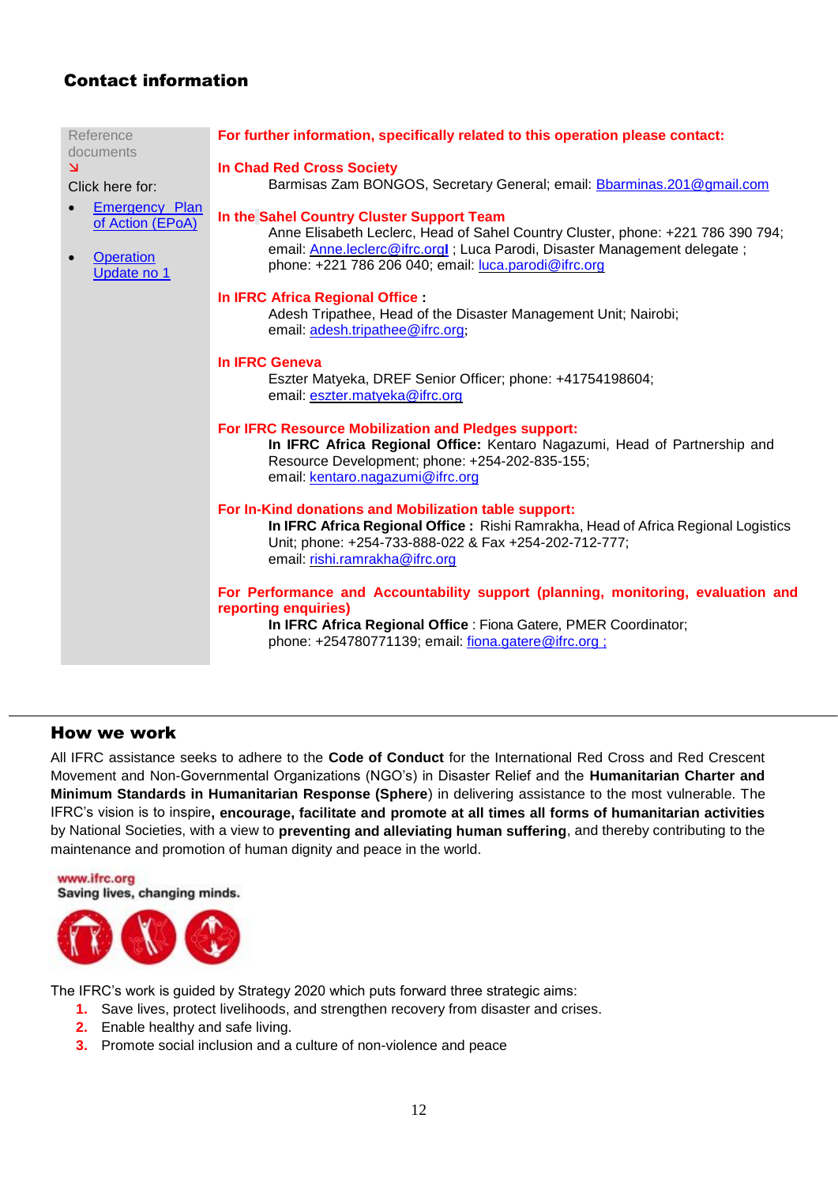## Contact information

Reference documents
↘
Click here for:

- Emergency Plan of Action (EPoA)
- Operation Update no 1

**For further information, specifically related to this operation please contact:**

**In Chad Red Cross Society**
Barmisas Zam BONGOS, Secretary General; email: Bbarminas.201@gmail.com

**In the Sahel Country Cluster Support Team**
Anne Elisabeth Leclerc, Head of Sahel Country Cluster, phone: +221 786 390 794; email: Anne.leclerc@ifrc.orgl ; Luca Parodi, Disaster Management delegate ; phone: +221 786 206 040; email: luca.parodi@ifrc.org

**In IFRC Africa Regional Office :**
Adesh Tripathee, Head of the Disaster Management Unit; Nairobi; email: adesh.tripathee@ifrc.org;

**In IFRC Geneva**
Eszter Matyeka, DREF Senior Officer; phone: +41754198604; email: eszter.matyeka@ifrc.org

**For IFRC Resource Mobilization and Pledges support:**
**In IFRC Africa Regional Office:** Kentaro Nagazumi, Head of Partnership and Resource Development; phone: +254-202-835-155; email: kentaro.nagazumi@ifrc.org

**For In-Kind donations and Mobilization table support:**
**In IFRC Africa Regional Office :** Rishi Ramrakha, Head of Africa Regional Logistics Unit; phone: +254-733-888-022 & Fax +254-202-712-777; email: rishi.ramrakha@ifrc.org

**For Performance and Accountability support (planning, monitoring, evaluation and reporting enquiries)**
**In IFRC Africa Regional Office** : Fiona Gatere, PMER Coordinator; phone: +254780771139; email: fiona.gatere@ifrc.org ;

## How we work

All IFRC assistance seeks to adhere to the **Code of Conduct** for the International Red Cross and Red Crescent Movement and Non-Governmental Organizations (NGO's) in Disaster Relief and the **Humanitarian Charter and Minimum Standards in Humanitarian Response (Sphere)** in delivering assistance to the most vulnerable. The IFRC's vision is to inspire**, encourage, facilitate and promote at all times all forms of humanitarian activities** by National Societies, with a view to **preventing and alleviating human suffering**, and thereby contributing to the maintenance and promotion of human dignity and peace in the world.

www.ifrc.org
Saving lives, changing minds.

The IFRC's work is guided by Strategy 2020 which puts forward three strategic aims:

1. Save lives, protect livelihoods, and strengthen recovery from disaster and crises.
2. Enable healthy and safe living.
3. Promote social inclusion and a culture of non-violence and peace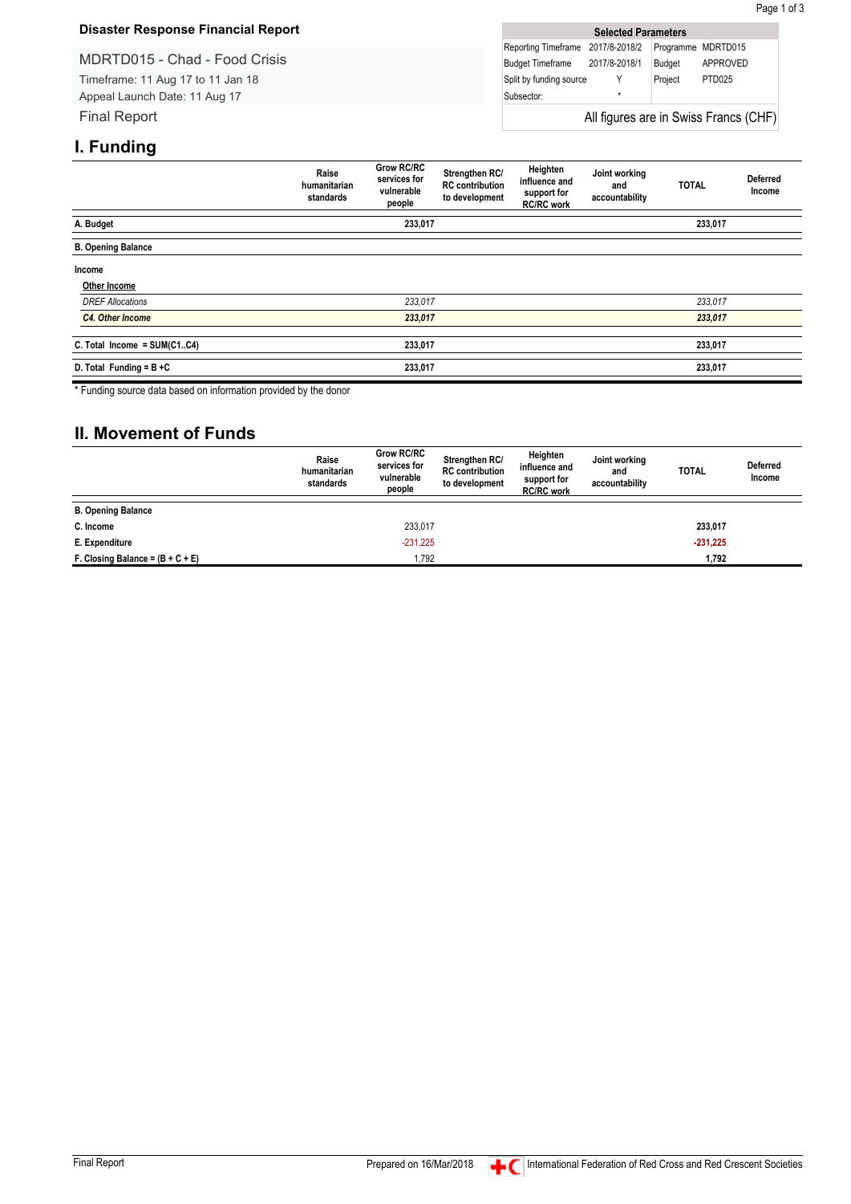**Disaster Response Financial Report**

MDRTD015 - Chad - Food Crisis

Timeframe: 11 Aug 17 to 11 Jan 18

Appeal Launch Date: 11 Aug 17

Final Report

| Selected Parameters | | | |
|---|---|---|---|
| Reporting Timeframe | 2017/8-2018/2 | Programme | MDRTD015 |
| Budget Timeframe | 2017/8-2018/1 | Budget | APPROVED |
| Split by funding source | Y | Project | PTD025 |
| Subsector: | * | | |

All figures are in Swiss Francs (CHF)

# I. Funding

| | Raise humanitarian standards | Grow RC/RC services for vulnerable people | Strengthen RC/RC contribution to development | Heighten influence and support for RC/RC work | Joint working and accountability | TOTAL | Deferred Income |
|---|---|---|---|---|---|---|---|
| **A. Budget** | | **233,017** | | | | **233,017** | |
| **B. Opening Balance** | | | | | | | |
| **Income** | | | | | | | |
| **Other Income** | | | | | | | |
| *DREF Allocations* | | *233,017* | | | | *233,017* | |
| ***C4. Other Income*** | | ***233,017*** | | | | ***233,017*** | |
| **C. Total Income = SUM(C1..C4)** | | **233,017** | | | | **233,017** | |
| **D. Total Funding = B +C** | | **233,017** | | | | **233,017** | |

\* Funding source data based on information provided by the donor

# II. Movement of Funds

| | Raise humanitarian standards | Grow RC/RC services for vulnerable people | Strengthen RC/RC contribution to development | Heighten influence and support for RC/RC work | Joint working and accountability | TOTAL | Deferred Income |
|---|---|---|---|---|---|---|---|
| **B. Opening Balance** | | | | | | | |
| **C. Income** | | 233,017 | | | | **233,017** | |
| **E. Expenditure** | | -231,225 | | | | **-231,225** | |
| **F. Closing Balance = (B + C + E)** | | 1,792 | | | | **1,792** | |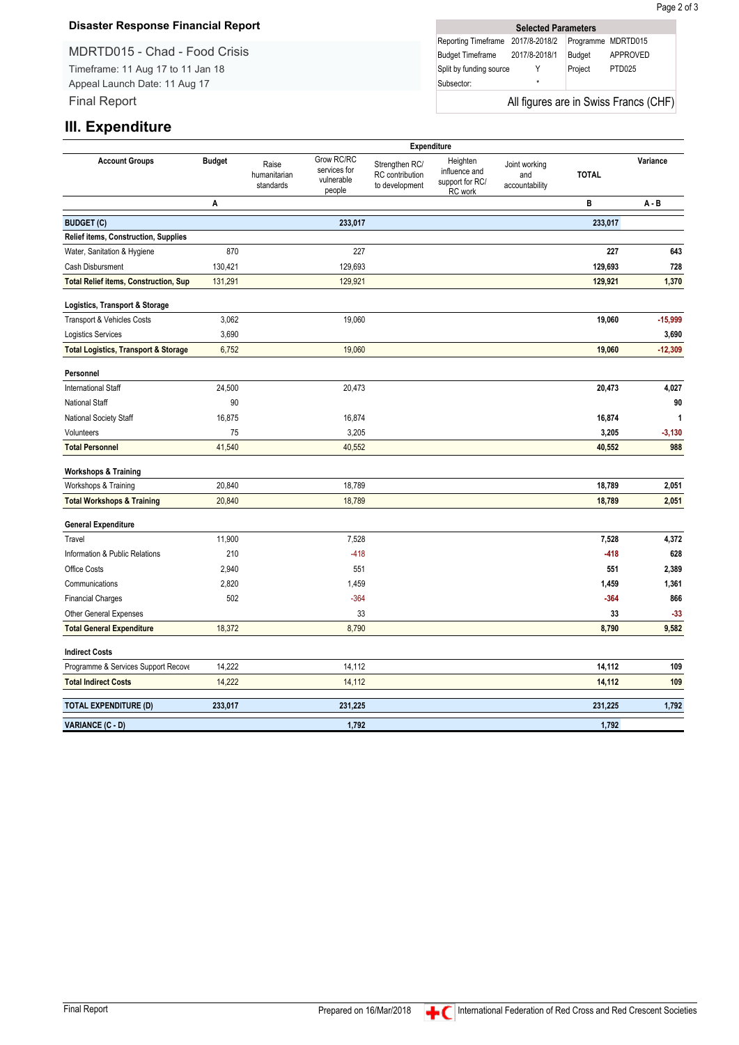**Disaster Response Financial Report**

MDRTD015 - Chad - Food Crisis

Timeframe: 11 Aug 17 to 11 Jan 18

Appeal Launch Date: 11 Aug 17

Final Report

| Selected Parameters | | | |
|---|---|---|---|
| Reporting Timeframe | 2017/8-2018/2 | Programme | MDRTD015 |
| Budget Timeframe | 2017/8-2018/1 | Budget | APPROVED |
| Split by funding source | Y | Project | PTD025 |
| Subsector: | * | | |

All figures are in Swiss Francs (CHF)

## III. Expenditure

| Account Groups | Budget | Raise humanitarian standards | Grow RC/RC services for vulnerable people | Strengthen RC/ RC contribution to development | Heighten influence and support for RC/ RC work | Joint working and accountability | TOTAL | Variance |
|---|---|---|---|---|---|---|---|---|
| | A | | | | | | B | A - B |
| **BUDGET (C)** | | | 233,017 | | | | 233,017 | |
| **Relief items, Construction, Supplies** | | | | | | | | |
| Water, Sanitation & Hygiene | 870 | | 227 | | | | 227 | 643 |
| Cash Disbursment | 130,421 | | 129,693 | | | | 129,693 | 728 |
| **Total Relief items, Construction, Sup** | 131,291 | | 129,921 | | | | 129,921 | 1,370 |
| **Logistics, Transport & Storage** | | | | | | | | |
| Transport & Vehicles Costs | 3,062 | | 19,060 | | | | 19,060 | -15,999 |
| Logistics Services | 3,690 | | | | | | | 3,690 |
| **Total Logistics, Transport & Storage** | 6,752 | | 19,060 | | | | 19,060 | -12,309 |
| **Personnel** | | | | | | | | |
| International Staff | 24,500 | | 20,473 | | | | 20,473 | 4,027 |
| National Staff | 90 | | | | | | | 90 |
| National Society Staff | 16,875 | | 16,874 | | | | 16,874 | 1 |
| Volunteers | 75 | | 3,205 | | | | 3,205 | -3,130 |
| **Total Personnel** | 41,540 | | 40,552 | | | | 40,552 | 988 |
| **Workshops & Training** | | | | | | | | |
| Workshops & Training | 20,840 | | 18,789 | | | | 18,789 | 2,051 |
| **Total Workshops & Training** | 20,840 | | 18,789 | | | | 18,789 | 2,051 |
| **General Expenditure** | | | | | | | | |
| Travel | 11,900 | | 7,528 | | | | 7,528 | 4,372 |
| Information & Public Relations | 210 | | -418 | | | | -418 | 628 |
| Office Costs | 2,940 | | 551 | | | | 551 | 2,389 |
| Communications | 2,820 | | 1,459 | | | | 1,459 | 1,361 |
| Financial Charges | 502 | | -364 | | | | -364 | 866 |
| Other General Expenses | | | 33 | | | | 33 | -33 |
| **Total General Expenditure** | 18,372 | | 8,790 | | | | 8,790 | 9,582 |
| **Indirect Costs** | | | | | | | | |
| Programme & Services Support Recove | 14,222 | | 14,112 | | | | 14,112 | 109 |
| **Total Indirect Costs** | 14,222 | | 14,112 | | | | 14,112 | 109 |
| **TOTAL EXPENDITURE (D)** | 233,017 | | 231,225 | | | | 231,225 | 1,792 |
| **VARIANCE (C - D)** | | | 1,792 | | | | 1,792 | |

Final Report | Prepared on 16/Mar/2018 | International Federation of Red Cross and Red Crescent Societies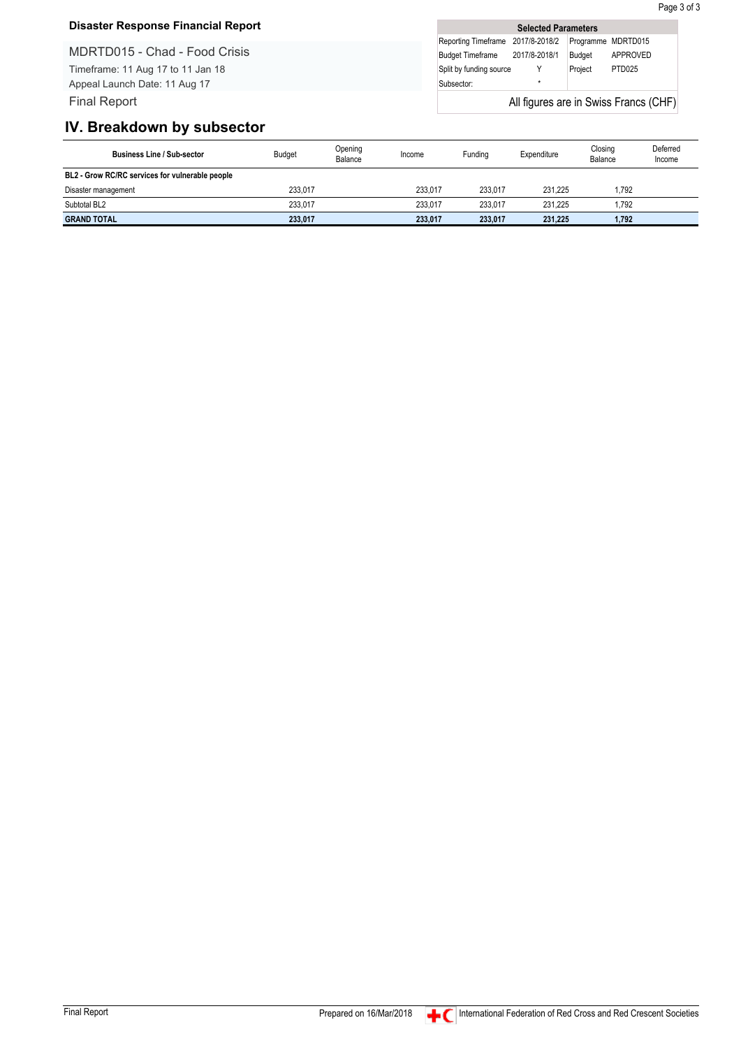**Disaster Response Financial Report**

MDRTD015 - Chad - Food Crisis

Timeframe: 11 Aug 17 to 11 Jan 18

Appeal Launch Date: 11 Aug 17

Final Report

| Selected Parameters | | | |
|---|---|---|---|
| Reporting Timeframe | 2017/8-2018/2 | Programme | MDRTD015 |
| Budget Timeframe | 2017/8-2018/1 | Budget | APPROVED |
| Split by funding source | Y | Project | PTD025 |
| Subsector: | * | | |

All figures are in Swiss Francs (CHF)

## IV. Breakdown by subsector

| Business Line / Sub-sector | Budget | Opening Balance | Income | Funding | Expenditure | Closing Balance | Deferred Income |
|---|---|---|---|---|---|---|---|
| **BL2 - Grow RC/RC services for vulnerable people** | | | | | | | |
| Disaster management | 233,017 | | 233,017 | 233,017 | 231,225 | 1,792 | |
| Subtotal BL2 | 233,017 | | 233,017 | 233,017 | 231,225 | 1,792 | |
| **GRAND TOTAL** | **233,017** | | **233,017** | **233,017** | **231,225** | **1,792** | |